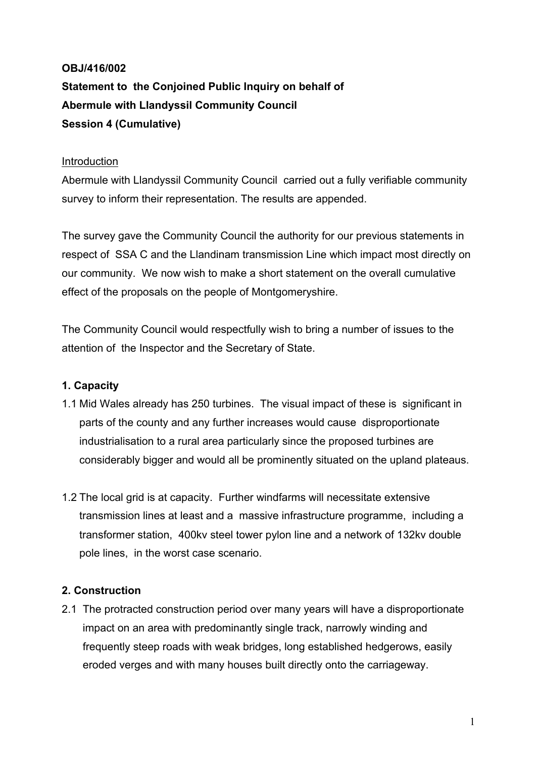**OBJ/416/002**

**Statement to the Conjoined Public Inquiry on behalf of Abermule with Llandyssil Community Council Session 4 (Cumulative)**

Introduction

Abermule with Llandyssil Community Council carried out a fully verifiable community survey to inform their representation. The results are appended.

The survey gave the Community Council the authority for our previous statements in respect of SSA C and the Llandinam transmission Line which impact most directly on our community. We now wish to make a short statement on the overall cumulative effect of the proposals on the people of Montgomeryshire.

The Community Council would respectfully wish to bring a number of issues to the attention of the Inspector and the Secretary of State.

## 1. Capacity

1.1 Mid Wales already has 250 turbines. The visual impact of these is significant in parts of the county and any further increases would cause disproportionate industrialisation to a rural area particularly since the proposed turbines are considerably bigger and would all be prominently situated on the upland plateaus.

1.2 The local grid is at capacity. Further windfarms will necessitate extensive transmission lines at least and a massive infrastructure programme, including a transformer station, 400kv steel tower pylon line and a network of 132kv double pole lines, in the worst case scenario.

## 2. Construction

2.1 The protracted construction period over many years will have a disproportionate impact on an area with predominantly single track, narrowly winding and frequently steep roads with weak bridges, long established hedgerows, easily eroded verges and with many houses built directly onto the carriageway.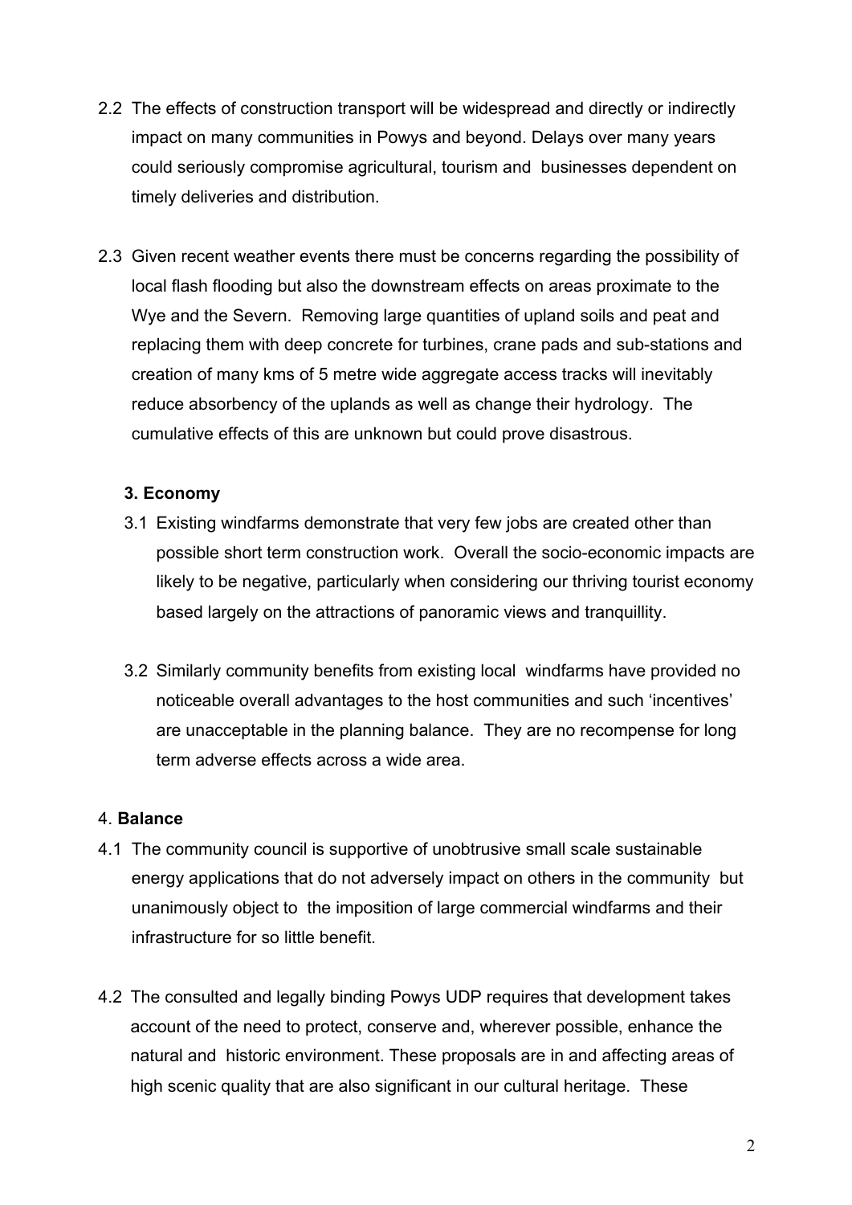2.2 The effects of construction transport will be widespread and directly or indirectly impact on many communities in Powys and beyond. Delays over many years could seriously compromise agricultural, tourism and businesses dependent on timely deliveries and distribution.

2.3 Given recent weather events there must be concerns regarding the possibility of local flash flooding but also the downstream effects on areas proximate to the Wye and the Severn. Removing large quantities of upland soils and peat and replacing them with deep concrete for turbines, crane pads and sub-stations and creation of many kms of 5 metre wide aggregate access tracks will inevitably reduce absorbency of the uplands as well as change their hydrology. The cumulative effects of this are unknown but could prove disastrous.

**3. Economy**

3.1 Existing windfarms demonstrate that very few jobs are created other than possible short term construction work. Overall the socio-economic impacts are likely to be negative, particularly when considering our thriving tourist economy based largely on the attractions of panoramic views and tranquillity.

3.2 Similarly community benefits from existing local windfarms have provided no noticeable overall advantages to the host communities and such 'incentives' are unacceptable in the planning balance. They are no recompense for long term adverse effects across a wide area.

4. **Balance**

4.1 The community council is supportive of unobtrusive small scale sustainable energy applications that do not adversely impact on others in the community but unanimously object to the imposition of large commercial windfarms and their infrastructure for so little benefit.

4.2 The consulted and legally binding Powys UDP requires that development takes account of the need to protect, conserve and, wherever possible, enhance the natural and historic environment. These proposals are in and affecting areas of high scenic quality that are also significant in our cultural heritage. These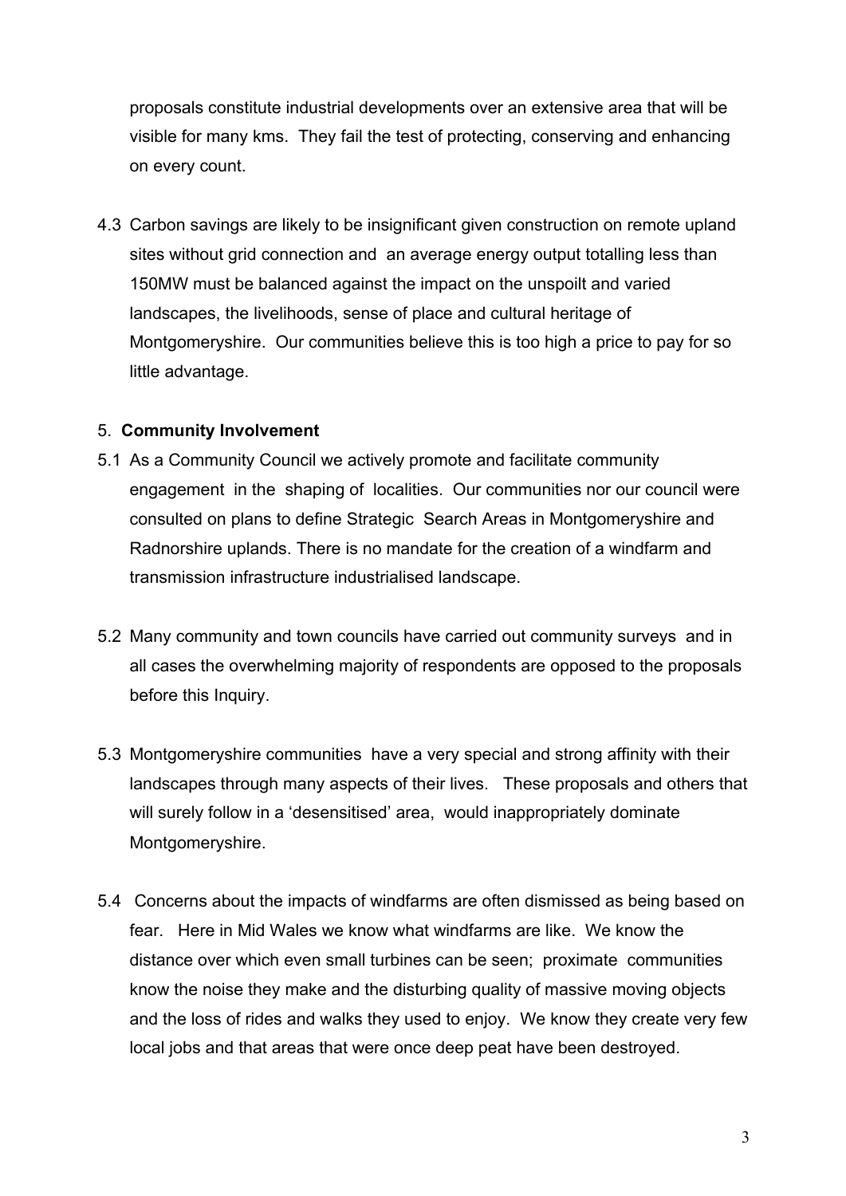proposals constitute industrial developments over an extensive area that will be visible for many kms. They fail the test of protecting, conserving and enhancing on every count.

4.3 Carbon savings are likely to be insignificant given construction on remote upland sites without grid connection and an average energy output totalling less than 150MW must be balanced against the impact on the unspoilt and varied landscapes, the livelihoods, sense of place and cultural heritage of Montgomeryshire. Our communities believe this is too high a price to pay for so little advantage.

## 5. **Community Involvement**

5.1 As a Community Council we actively promote and facilitate community engagement in the shaping of localities. Our communities nor our council were consulted on plans to define Strategic Search Areas in Montgomeryshire and Radnorshire uplands. There is no mandate for the creation of a windfarm and transmission infrastructure industrialised landscape.

5.2 Many community and town councils have carried out community surveys and in all cases the overwhelming majority of respondents are opposed to the proposals before this Inquiry.

5.3 Montgomeryshire communities have a very special and strong affinity with their landscapes through many aspects of their lives. These proposals and others that will surely follow in a 'desensitised' area, would inappropriately dominate Montgomeryshire.

5.4 Concerns about the impacts of windfarms are often dismissed as being based on fear. Here in Mid Wales we know what windfarms are like. We know the distance over which even small turbines can be seen; proximate communities know the noise they make and the disturbing quality of massive moving objects and the loss of rides and walks they used to enjoy. We know they create very few local jobs and that areas that were once deep peat have been destroyed.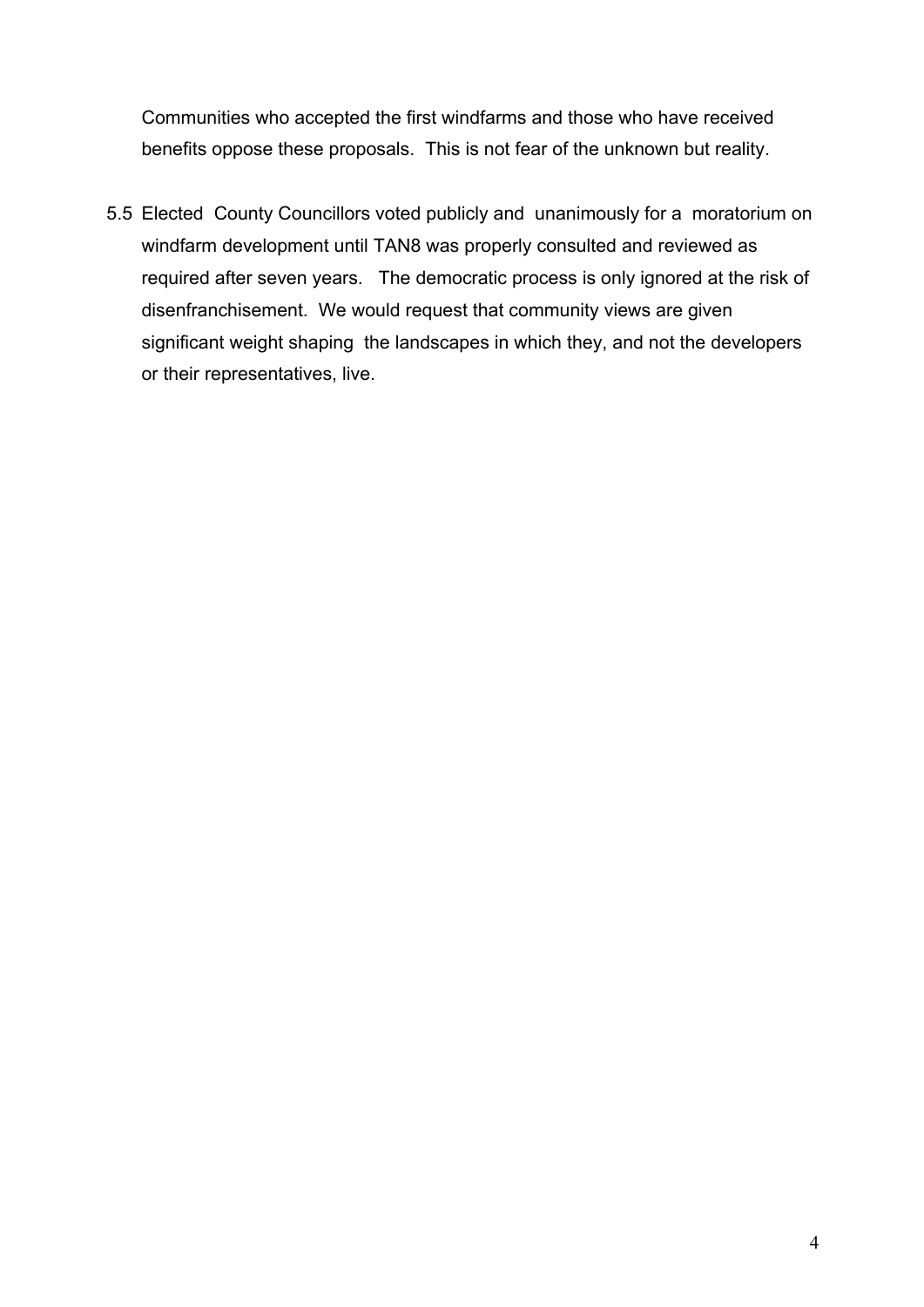Communities who accepted the first windfarms and those who have received benefits oppose these proposals. This is not fear of the unknown but reality.

5.5 Elected County Councillors voted publicly and unanimously for a moratorium on windfarm development until TAN8 was properly consulted and reviewed as required after seven years. The democratic process is only ignored at the risk of disenfranchisement. We would request that community views are given significant weight shaping the landscapes in which they, and not the developers or their representatives, live.